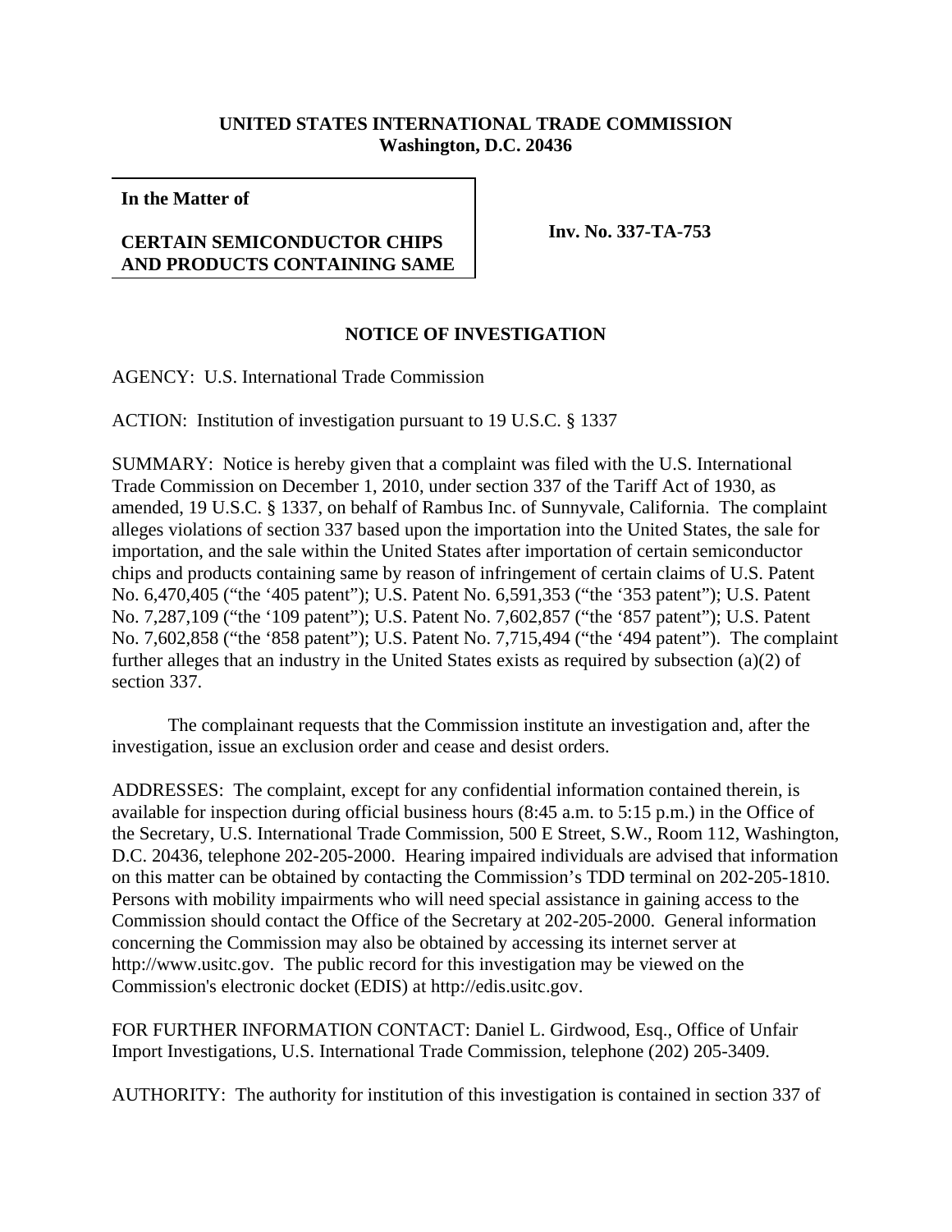**UNITED STATES INTERNATIONAL TRADE COMMISSION**
**Washington, D.C. 20436**

| **In the Matter of** **CERTAIN SEMICONDUCTOR CHIPS AND PRODUCTS CONTAINING SAME** | **Inv. No. 337-TA-753** |
|---|---|

## NOTICE OF INVESTIGATION

AGENCY: U.S. International Trade Commission

ACTION: Institution of investigation pursuant to 19 U.S.C. § 1337

SUMMARY: Notice is hereby given that a complaint was filed with the U.S. International Trade Commission on December 1, 2010, under section 337 of the Tariff Act of 1930, as amended, 19 U.S.C. § 1337, on behalf of Rambus Inc. of Sunnyvale, California. The complaint alleges violations of section 337 based upon the importation into the United States, the sale for importation, and the sale within the United States after importation of certain semiconductor chips and products containing same by reason of infringement of certain claims of U.S. Patent No. 6,470,405 ("the '405 patent"); U.S. Patent No. 6,591,353 ("the '353 patent"); U.S. Patent No. 7,287,109 ("the '109 patent"); U.S. Patent No. 7,602,857 ("the '857 patent"); U.S. Patent No. 7,602,858 ("the '858 patent"); U.S. Patent No. 7,715,494 ("the '494 patent"). The complaint further alleges that an industry in the United States exists as required by subsection (a)(2) of section 337.

The complainant requests that the Commission institute an investigation and, after the investigation, issue an exclusion order and cease and desist orders.

ADDRESSES: The complaint, except for any confidential information contained therein, is available for inspection during official business hours (8:45 a.m. to 5:15 p.m.) in the Office of the Secretary, U.S. International Trade Commission, 500 E Street, S.W., Room 112, Washington, D.C. 20436, telephone 202-205-2000. Hearing impaired individuals are advised that information on this matter can be obtained by contacting the Commission's TDD terminal on 202-205-1810. Persons with mobility impairments who will need special assistance in gaining access to the Commission should contact the Office of the Secretary at 202-205-2000. General information concerning the Commission may also be obtained by accessing its internet server at http://www.usitc.gov. The public record for this investigation may be viewed on the Commission's electronic docket (EDIS) at http://edis.usitc.gov.

FOR FURTHER INFORMATION CONTACT: Daniel L. Girdwood, Esq., Office of Unfair Import Investigations, U.S. International Trade Commission, telephone (202) 205-3409.

AUTHORITY: The authority for institution of this investigation is contained in section 337 of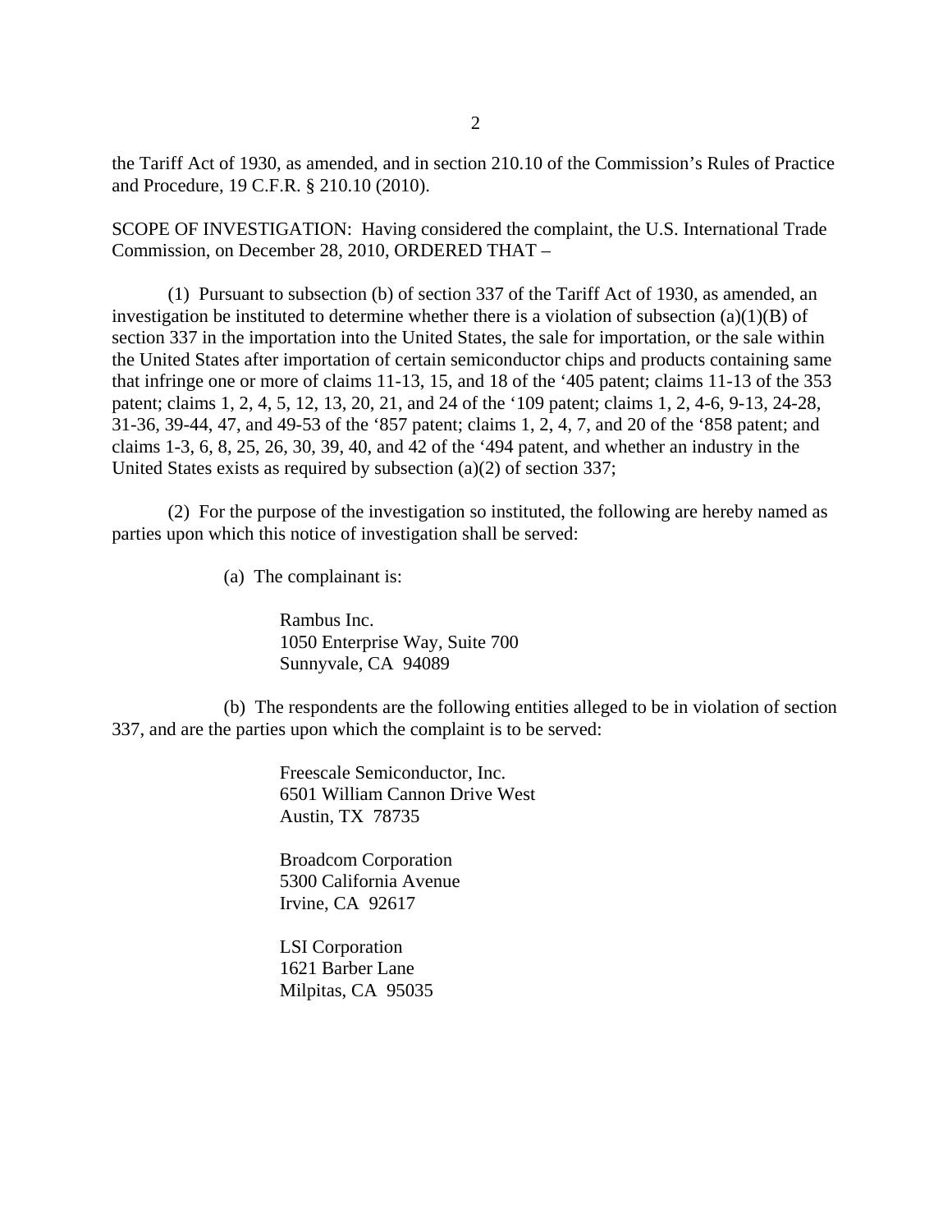the Tariff Act of 1930, as amended, and in section 210.10 of the Commission's Rules of Practice and Procedure, 19 C.F.R. § 210.10 (2010).

SCOPE OF INVESTIGATION: Having considered the complaint, the U.S. International Trade Commission, on December 28, 2010, ORDERED THAT –

(1) Pursuant to subsection (b) of section 337 of the Tariff Act of 1930, as amended, an investigation be instituted to determine whether there is a violation of subsection (a)(1)(B) of section 337 in the importation into the United States, the sale for importation, or the sale within the United States after importation of certain semiconductor chips and products containing same that infringe one or more of claims 11-13, 15, and 18 of the '405 patent; claims 11-13 of the 353 patent; claims 1, 2, 4, 5, 12, 13, 20, 21, and 24 of the '109 patent; claims 1, 2, 4-6, 9-13, 24-28, 31-36, 39-44, 47, and 49-53 of the '857 patent; claims 1, 2, 4, 7, and 20 of the '858 patent; and claims 1-3, 6, 8, 25, 26, 30, 39, 40, and 42 of the '494 patent, and whether an industry in the United States exists as required by subsection (a)(2) of section 337;

(2) For the purpose of the investigation so instituted, the following are hereby named as parties upon which this notice of investigation shall be served:

(a) The complainant is:

Rambus Inc.
1050 Enterprise Way, Suite 700
Sunnyvale, CA 94089

(b) The respondents are the following entities alleged to be in violation of section 337, and are the parties upon which the complaint is to be served:

Freescale Semiconductor, Inc.
6501 William Cannon Drive West
Austin, TX 78735

Broadcom Corporation
5300 California Avenue
Irvine, CA 92617

LSI Corporation
1621 Barber Lane
Milpitas, CA 95035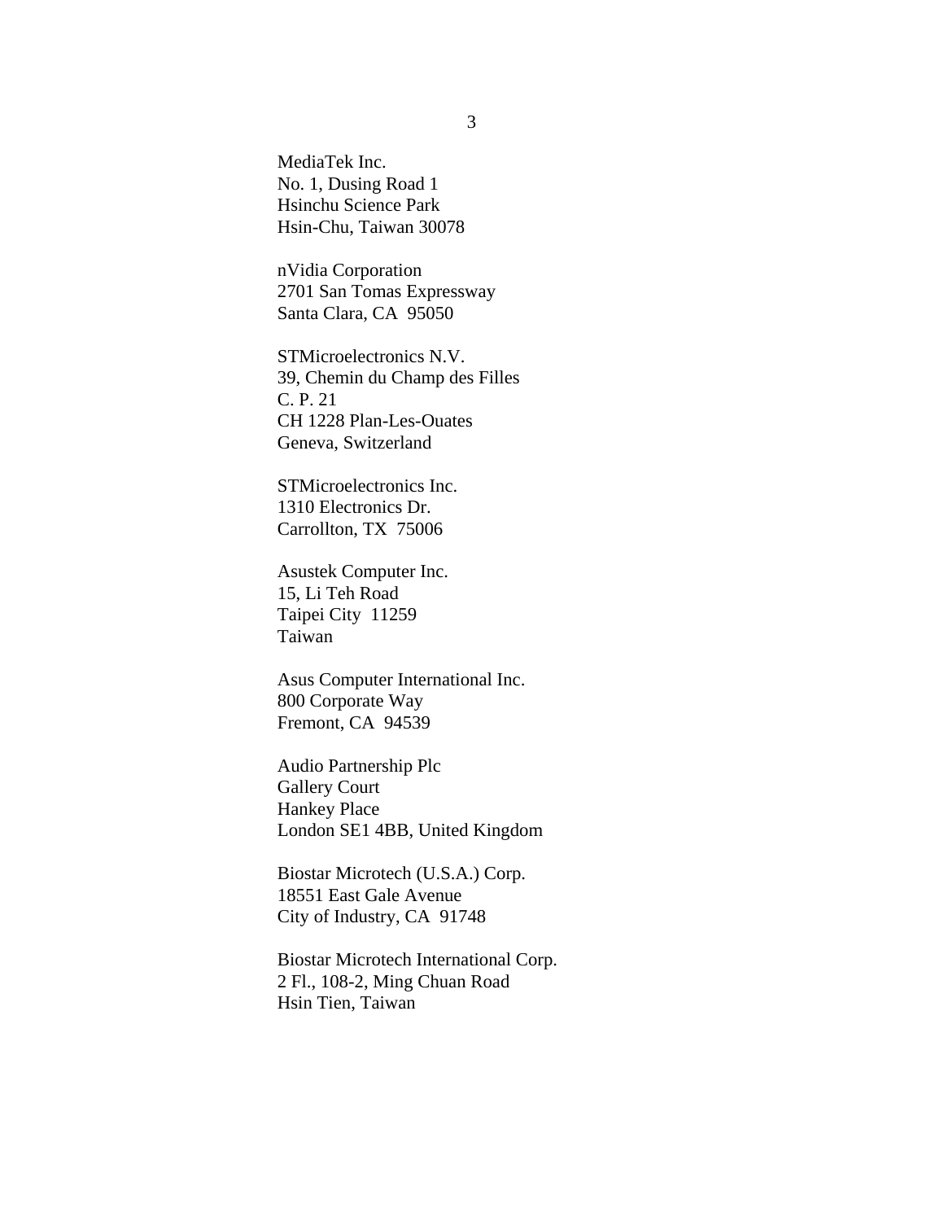MediaTek Inc.
No. 1, Dusing Road 1
Hsinchu Science Park
Hsin-Chu, Taiwan 30078

nVidia Corporation
2701 San Tomas Expressway
Santa Clara, CA  95050

STMicroelectronics N.V.
39, Chemin du Champ des Filles
C. P. 21
CH 1228 Plan-Les-Ouates
Geneva, Switzerland

STMicroelectronics Inc.
1310 Electronics Dr.
Carrollton, TX  75006

Asustek Computer Inc.
15, Li Teh Road
Taipei City  11259
Taiwan

Asus Computer International Inc.
800 Corporate Way
Fremont, CA  94539

Audio Partnership Plc
Gallery Court
Hankey Place
London SE1 4BB, United Kingdom

Biostar Microtech (U.S.A.) Corp.
18551 East Gale Avenue
City of Industry, CA  91748

Biostar Microtech International Corp.
2 Fl., 108-2, Ming Chuan Road
Hsin Tien, Taiwan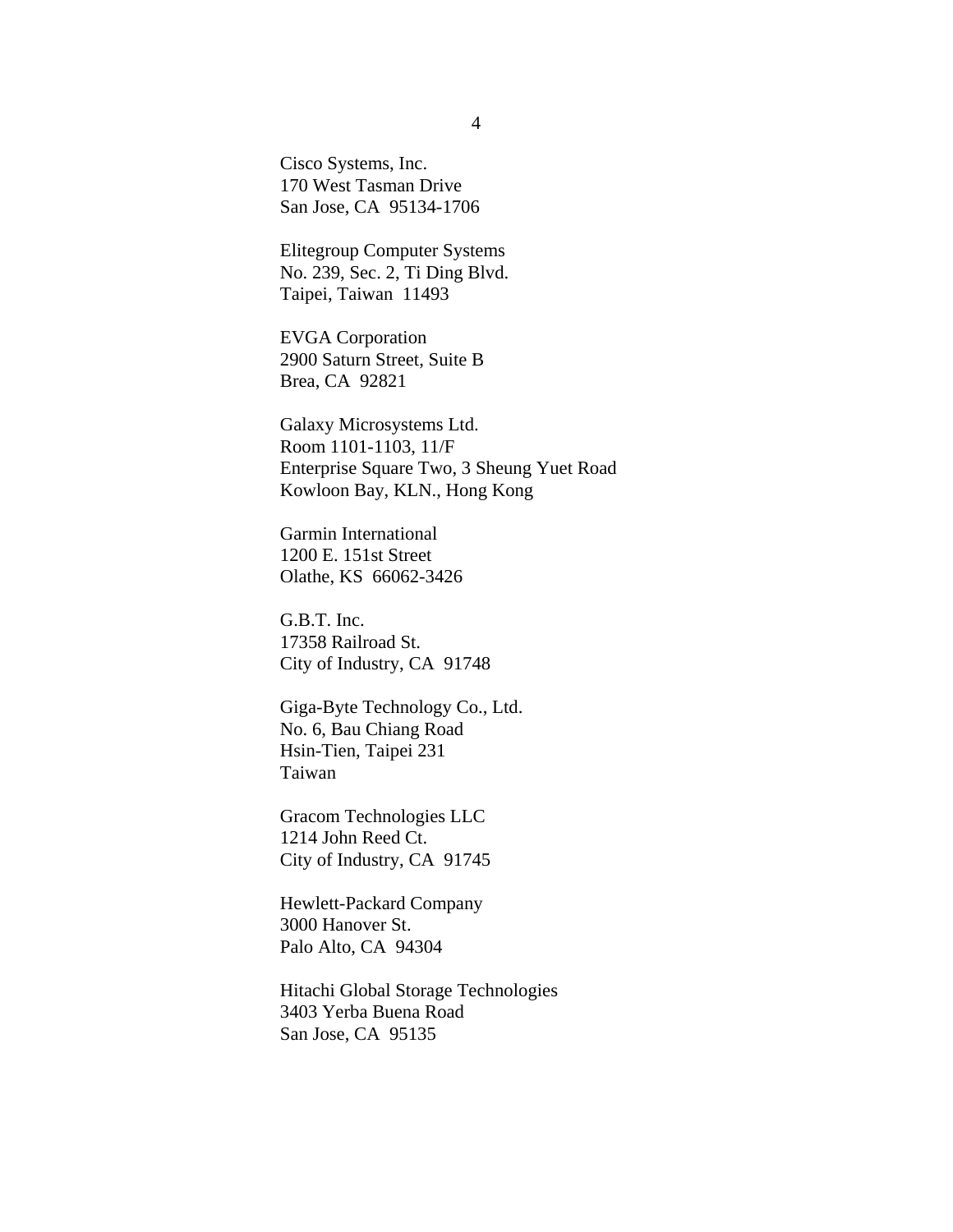Cisco Systems, Inc.
170 West Tasman Drive
San Jose, CA  95134-1706

Elitegroup Computer Systems
No. 239, Sec. 2, Ti Ding Blvd.
Taipei, Taiwan  11493

EVGA Corporation
2900 Saturn Street, Suite B
Brea, CA  92821

Galaxy Microsystems Ltd.
Room 1101-1103, 11/F
Enterprise Square Two, 3 Sheung Yuet Road
Kowloon Bay, KLN., Hong Kong

Garmin International
1200 E. 151st Street
Olathe, KS  66062-3426

G.B.T. Inc.
17358 Railroad St.
City of Industry, CA  91748

Giga-Byte Technology Co., Ltd.
No. 6, Bau Chiang Road
Hsin-Tien, Taipei 231
Taiwan

Gracom Technologies LLC
1214 John Reed Ct.
City of Industry, CA  91745

Hewlett-Packard Company
3000 Hanover St.
Palo Alto, CA  94304

Hitachi Global Storage Technologies
3403 Yerba Buena Road
San Jose, CA  95135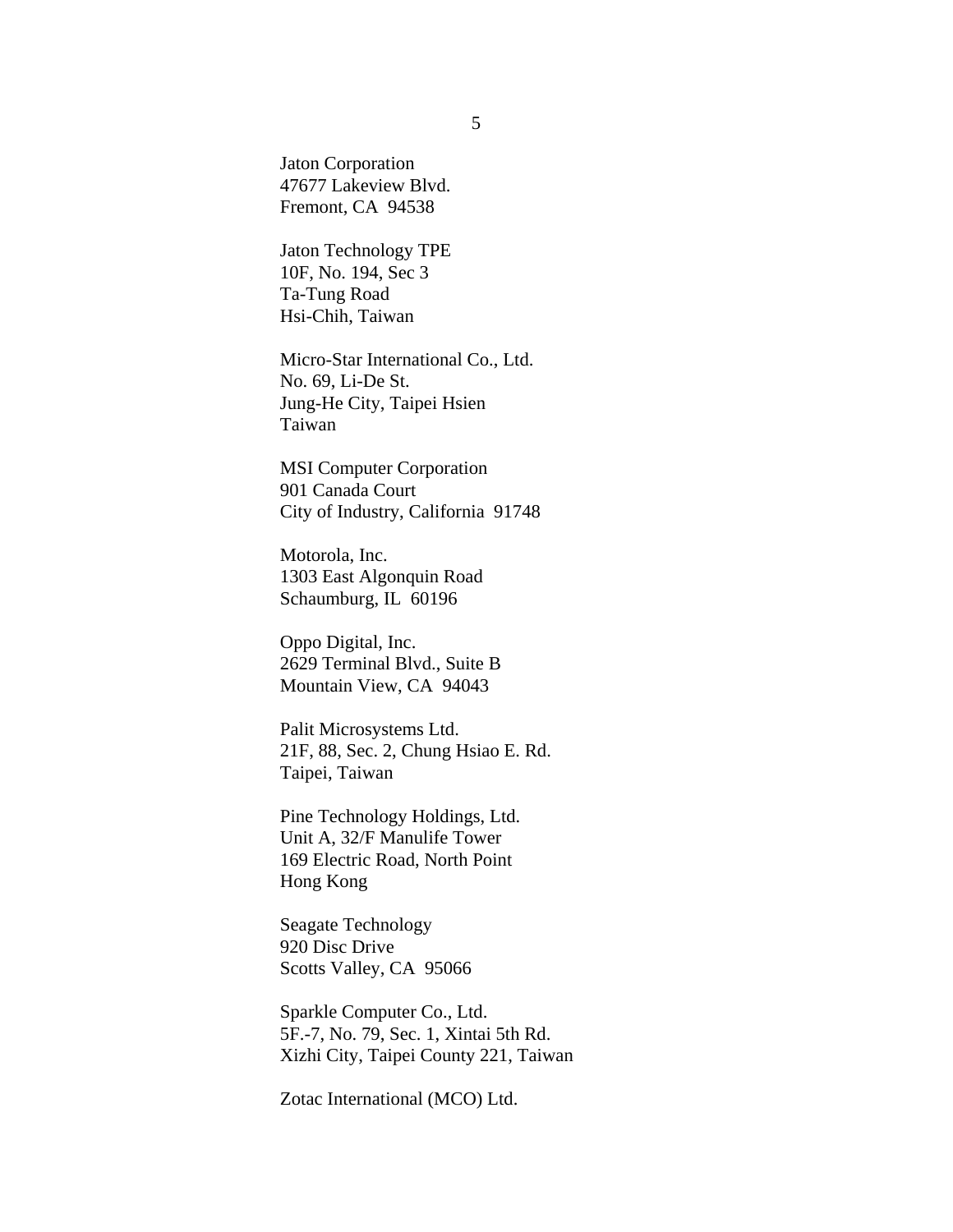Jaton Corporation
47677 Lakeview Blvd.
Fremont, CA 94538

Jaton Technology TPE
10F, No. 194, Sec 3
Ta-Tung Road
Hsi-Chih, Taiwan

Micro-Star International Co., Ltd.
No. 69, Li-De St.
Jung-He City, Taipei Hsien
Taiwan

MSI Computer Corporation
901 Canada Court
City of Industry, California 91748

Motorola, Inc.
1303 East Algonquin Road
Schaumburg, IL 60196

Oppo Digital, Inc.
2629 Terminal Blvd., Suite B
Mountain View, CA 94043

Palit Microsystems Ltd.
21F, 88, Sec. 2, Chung Hsiao E. Rd.
Taipei, Taiwan

Pine Technology Holdings, Ltd.
Unit A, 32/F Manulife Tower
169 Electric Road, North Point
Hong Kong

Seagate Technology
920 Disc Drive
Scotts Valley, CA 95066

Sparkle Computer Co., Ltd.
5F.-7, No. 79, Sec. 1, Xintai 5th Rd.
Xizhi City, Taipei County 221, Taiwan

Zotac International (MCO) Ltd.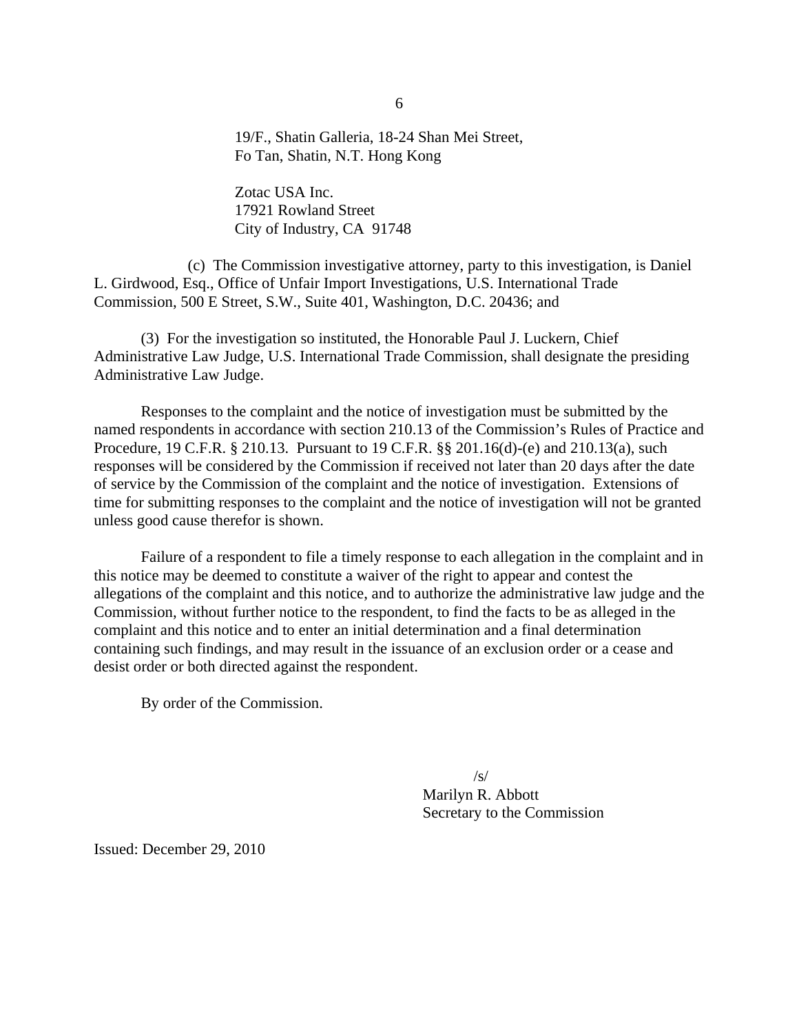19/F., Shatin Galleria, 18-24 Shan Mei Street,
Fo Tan, Shatin, N.T. Hong Kong

Zotac USA Inc.
17921 Rowland Street
City of Industry, CA 91748

(c) The Commission investigative attorney, party to this investigation, is Daniel L. Girdwood, Esq., Office of Unfair Import Investigations, U.S. International Trade Commission, 500 E Street, S.W., Suite 401, Washington, D.C. 20436; and

(3) For the investigation so instituted, the Honorable Paul J. Luckern, Chief Administrative Law Judge, U.S. International Trade Commission, shall designate the presiding Administrative Law Judge.

Responses to the complaint and the notice of investigation must be submitted by the named respondents in accordance with section 210.13 of the Commission's Rules of Practice and Procedure, 19 C.F.R. § 210.13. Pursuant to 19 C.F.R. §§ 201.16(d)-(e) and 210.13(a), such responses will be considered by the Commission if received not later than 20 days after the date of service by the Commission of the complaint and the notice of investigation. Extensions of time for submitting responses to the complaint and the notice of investigation will not be granted unless good cause therefor is shown.

Failure of a respondent to file a timely response to each allegation in the complaint and in this notice may be deemed to constitute a waiver of the right to appear and contest the allegations of the complaint and this notice, and to authorize the administrative law judge and the Commission, without further notice to the respondent, to find the facts to be as alleged in the complaint and this notice and to enter an initial determination and a final determination containing such findings, and may result in the issuance of an exclusion order or a cease and desist order or both directed against the respondent.

By order of the Commission.

/s/
Marilyn R. Abbott
Secretary to the Commission

Issued: December 29, 2010